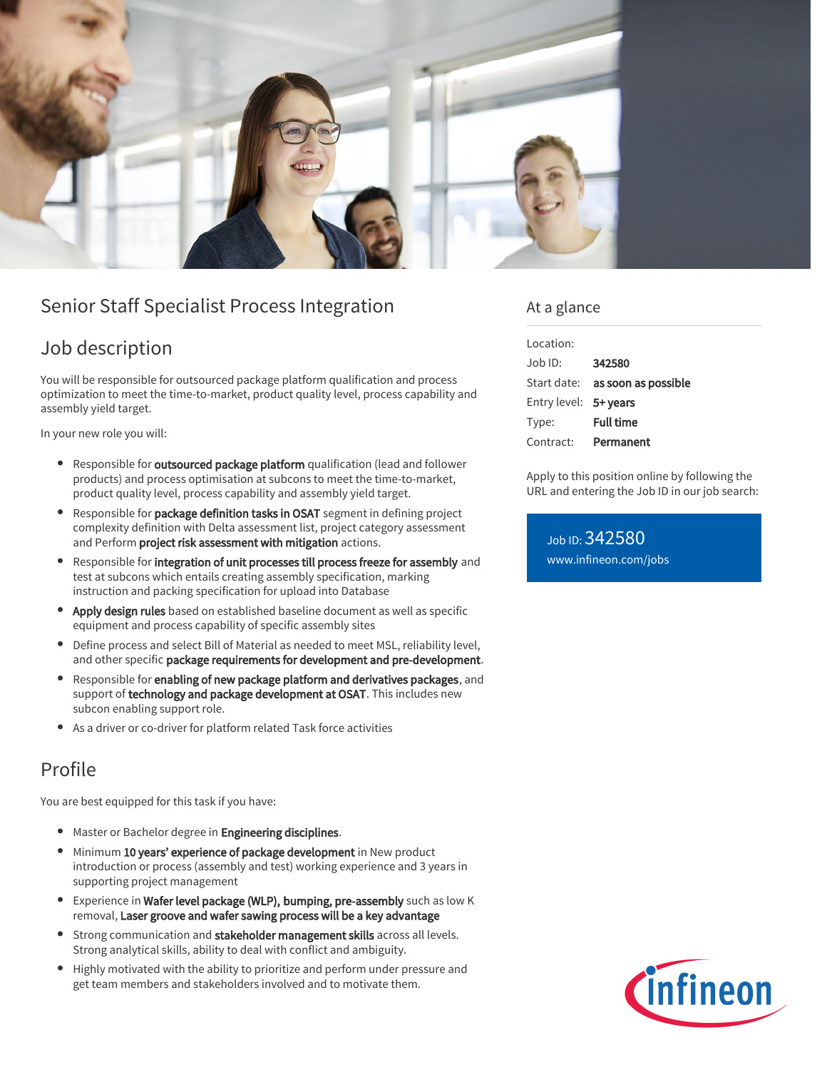# Senior Staff Specialist Process Integration

## Job description

You will be responsible for outsourced package platform qualification and process optimization to meet the time-to-market, product quality level, process capability and assembly yield target.

In your new role you will:

- Responsible for **outsourced package platform** qualification (lead and follower products) and process optimisation at subcons to meet the time-to-market, product quality level, process capability and assembly yield target.
- Responsible for **package definition tasks in OSAT** segment in defining project complexity definition with Delta assessment list, project category assessment and Perform **project risk assessment with mitigation** actions.
- Responsible for **integration of unit processes till process freeze for assembly** and test at subcons which entails creating assembly specification, marking instruction and packing specification for upload into Database
- **Apply design rules** based on established baseline document as well as specific equipment and process capability of specific assembly sites
- Define process and select Bill of Material as needed to meet MSL, reliability level, and other specific **package requirements for development and pre-development**.
- Responsible for **enabling of new package platform and derivatives packages**, and support of **technology and package development at OSAT**. This includes new subcon enabling support role.
- As a driver or co-driver for platform related Task force activities

## Profile

You are best equipped for this task if you have:

- Master or Bachelor degree in **Engineering disciplines**.
- Minimum **10 years' experience of package development** in New product introduction or process (assembly and test) working experience and 3 years in supporting project management
- Experience in **Wafer level package (WLP), bumping, pre-assembly** such as low K removal, **Laser groove and wafer sawing process will be a key advantage**
- Strong communication and **stakeholder management skills** across all levels. Strong analytical skills, ability to deal with conflict and ambiguity.
- Highly motivated with the ability to prioritize and perform under pressure and get team members and stakeholders involved and to motivate them.

## At a glance

| | |
|---|---|
| Location: | |
| Job ID: | **342580** |
| Start date: | **as soon as possible** |
| Entry level: | **5+ years** |
| Type: | **Full time** |
| Contract: | **Permanent** |

Apply to this position online by following the URL and entering the Job ID in our job search:

Job ID: 342580
www.infineon.com/jobs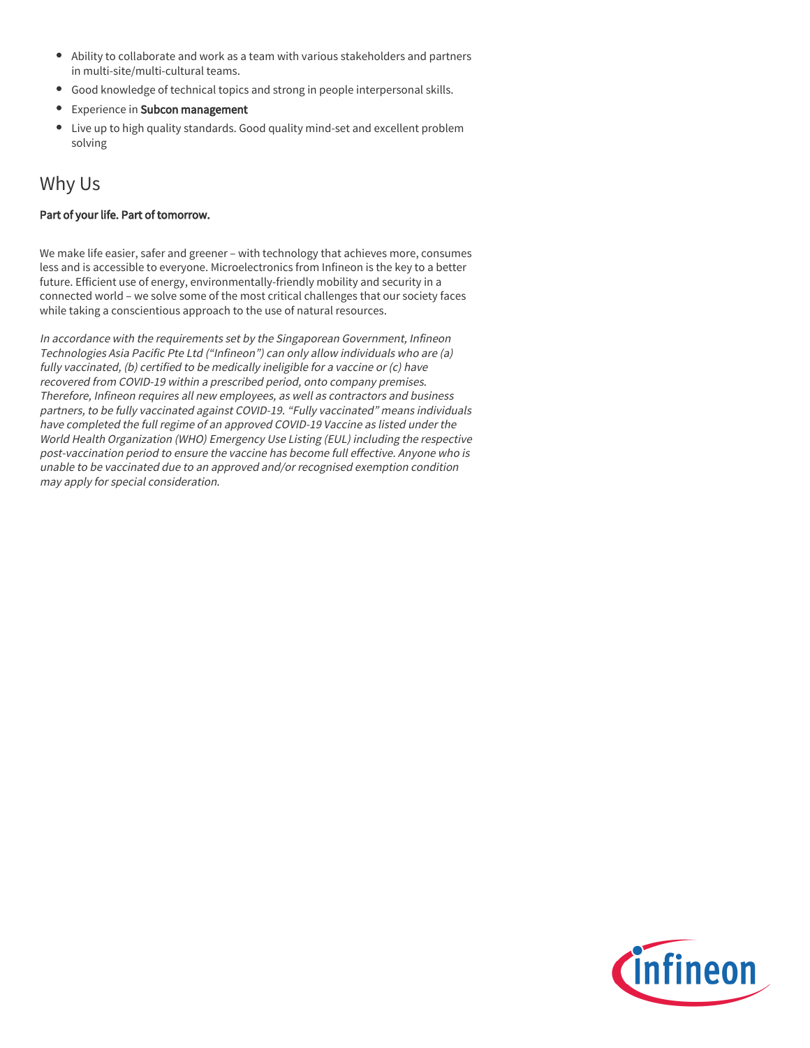- Ability to collaborate and work as a team with various stakeholders and partners in multi-site/multi-cultural teams.
- Good knowledge of technical topics and strong in people interpersonal skills.
- Experience in **Subcon management**
- Live up to high quality standards. Good quality mind-set and excellent problem solving

## Why Us

**Part of your life. Part of tomorrow.**

We make life easier, safer and greener – with technology that achieves more, consumes less and is accessible to everyone. Microelectronics from Infineon is the key to a better future. Efficient use of energy, environmentally-friendly mobility and security in a connected world – we solve some of the most critical challenges that our society faces while taking a conscientious approach to the use of natural resources.

*In accordance with the requirements set by the Singaporean Government, Infineon Technologies Asia Pacific Pte Ltd ("Infineon") can only allow individuals who are (a) fully vaccinated, (b) certified to be medically ineligible for a vaccine or (c) have recovered from COVID-19 within a prescribed period, onto company premises. Therefore, Infineon requires all new employees, as well as contractors and business partners, to be fully vaccinated against COVID-19. "Fully vaccinated" means individuals have completed the full regime of an approved COVID-19 Vaccine as listed under the World Health Organization (WHO) Emergency Use Listing (EUL) including the respective post-vaccination period to ensure the vaccine has become full effective. Anyone who is unable to be vaccinated due to an approved and/or recognised exemption condition may apply for special consideration.*